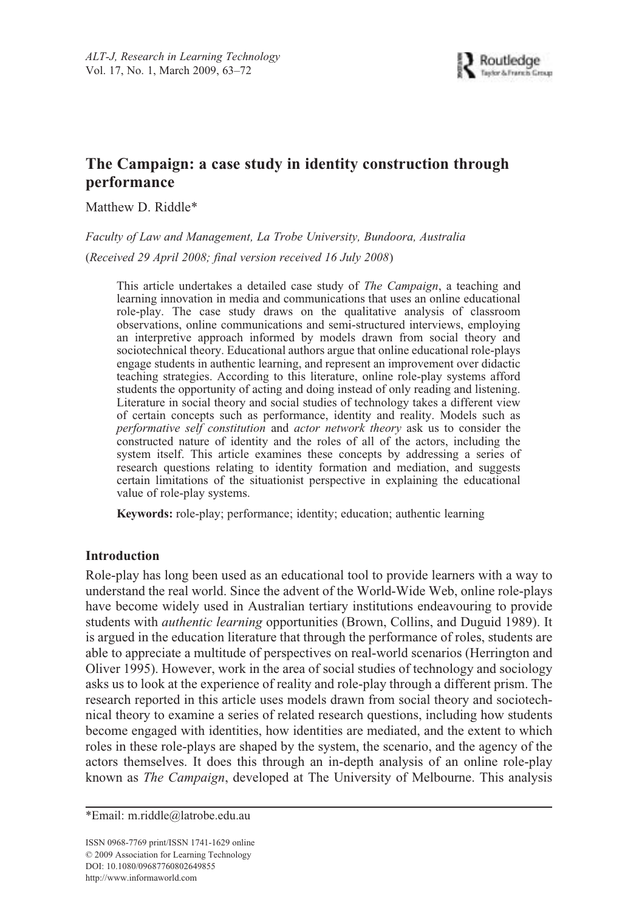# The Campaign: a case study in identity construction through performance

Matthew D. Riddle*

*Faculty of Law and Management, La Trobe University, Bundoora, Australia*

(*Received 29 April 2008; final version received 16 July 2008*)

This article undertakes a detailed case study of *The Campaign*, a teaching and learning innovation in media and communications that uses an online educational role-play. The case study draws on the qualitative analysis of classroom observations, online communications and semi-structured interviews, employing an interpretive approach informed by models drawn from social theory and sociotechnical theory. Educational authors argue that online educational role-plays engage students in authentic learning, and represent an improvement over didactic teaching strategies. According to this literature, online role-play systems afford students the opportunity of acting and doing instead of only reading and listening. Literature in social theory and social studies of technology takes a different view of certain concepts such as performance, identity and reality. Models such as *performative self constitution* and *actor network theory* ask us to consider the constructed nature of identity and the roles of all of the actors, including the system itself. This article examines these concepts by addressing a series of research questions relating to identity formation and mediation, and suggests certain limitations of the situationist perspective in explaining the educational value of role-play systems.

**Keywords:** role-play; performance; identity; education; authentic learning

## Introduction

Role-play has long been used as an educational tool to provide learners with a way to understand the real world. Since the advent of the World-Wide Web, online role-plays have become widely used in Australian tertiary institutions endeavouring to provide students with *authentic learning* opportunities (Brown, Collins, and Duguid 1989). It is argued in the education literature that through the performance of roles, students are able to appreciate a multitude of perspectives on real-world scenarios (Herrington and Oliver 1995). However, work in the area of social studies of technology and sociology asks us to look at the experience of reality and role-play through a different prism. The research reported in this article uses models drawn from social theory and sociotechnical theory to examine a series of related research questions, including how students become engaged with identities, how identities are mediated, and the extent to which roles in these role-plays are shaped by the system, the scenario, and the agency of the actors themselves. It does this through an in-depth analysis of an online role-play known as *The Campaign*, developed at The University of Melbourne. This analysis

*Email: m.riddle@latrobe.edu.au

ISSN 0968-7769 print/ISSN 1741-1629 online
© 2009 Association for Learning Technology
DOI: 10.1080/09687760802649855
http://www.informaworld.com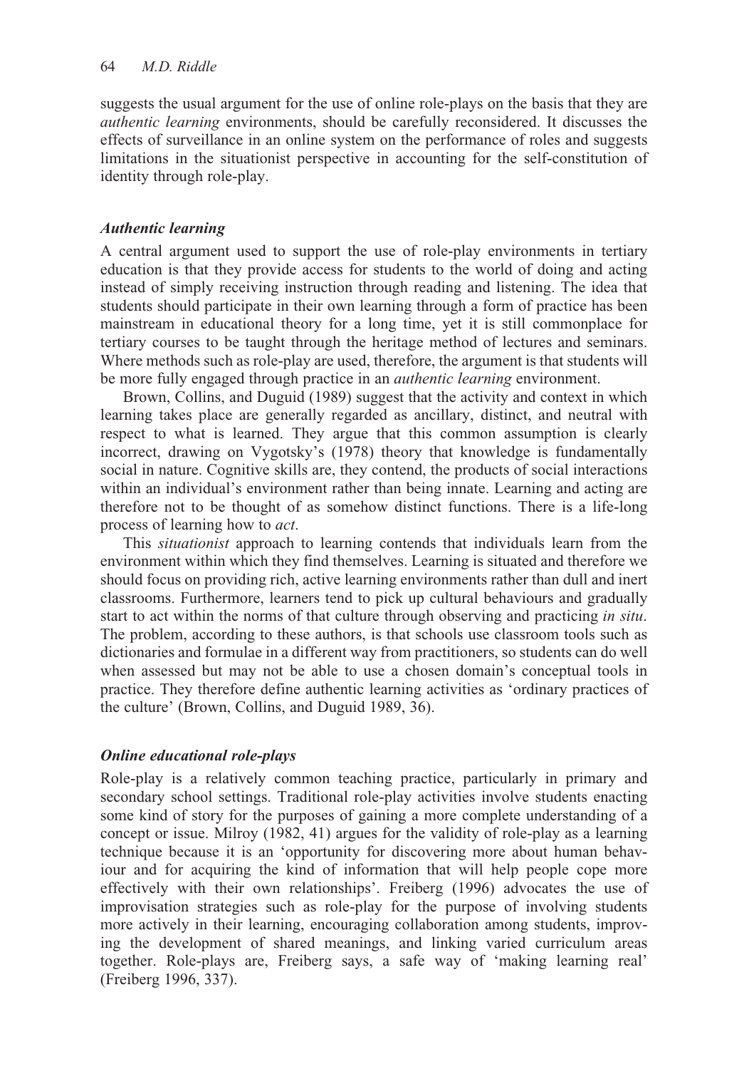suggests the usual argument for the use of online role-plays on the basis that they are *authentic learning* environments, should be carefully reconsidered. It discusses the effects of surveillance in an online system on the performance of roles and suggests limitations in the situationist perspective in accounting for the self-constitution of identity through role-play.

### *Authentic learning*

A central argument used to support the use of role-play environments in tertiary education is that they provide access for students to the world of doing and acting instead of simply receiving instruction through reading and listening. The idea that students should participate in their own learning through a form of practice has been mainstream in educational theory for a long time, yet it is still commonplace for tertiary courses to be taught through the heritage method of lectures and seminars. Where methods such as role-play are used, therefore, the argument is that students will be more fully engaged through practice in an *authentic learning* environment.

Brown, Collins, and Duguid (1989) suggest that the activity and context in which learning takes place are generally regarded as ancillary, distinct, and neutral with respect to what is learned. They argue that this common assumption is clearly incorrect, drawing on Vygotsky's (1978) theory that knowledge is fundamentally social in nature. Cognitive skills are, they contend, the products of social interactions within an individual's environment rather than being innate. Learning and acting are therefore not to be thought of as somehow distinct functions. There is a life-long process of learning how to *act*.

This *situationist* approach to learning contends that individuals learn from the environment within which they find themselves. Learning is situated and therefore we should focus on providing rich, active learning environments rather than dull and inert classrooms. Furthermore, learners tend to pick up cultural behaviours and gradually start to act within the norms of that culture through observing and practicing *in situ*. The problem, according to these authors, is that schools use classroom tools such as dictionaries and formulae in a different way from practitioners, so students can do well when assessed but may not be able to use a chosen domain's conceptual tools in practice. They therefore define authentic learning activities as 'ordinary practices of the culture' (Brown, Collins, and Duguid 1989, 36).

### *Online educational role-plays*

Role-play is a relatively common teaching practice, particularly in primary and secondary school settings. Traditional role-play activities involve students enacting some kind of story for the purposes of gaining a more complete understanding of a concept or issue. Milroy (1982, 41) argues for the validity of role-play as a learning technique because it is an 'opportunity for discovering more about human behaviour and for acquiring the kind of information that will help people cope more effectively with their own relationships'. Freiberg (1996) advocates the use of improvisation strategies such as role-play for the purpose of involving students more actively in their learning, encouraging collaboration among students, improving the development of shared meanings, and linking varied curriculum areas together. Role-plays are, Freiberg says, a safe way of 'making learning real' (Freiberg 1996, 337).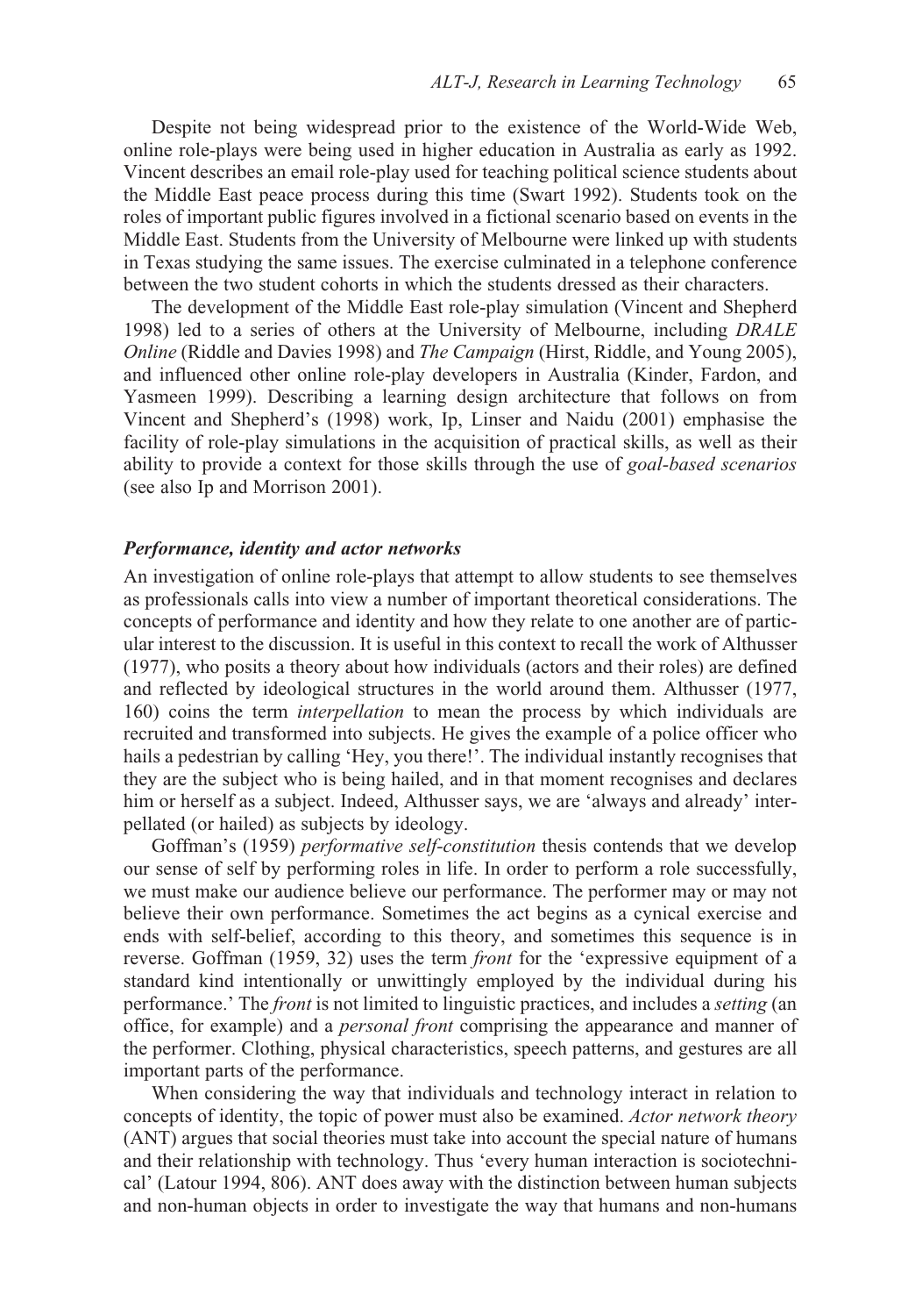Despite not being widespread prior to the existence of the World-Wide Web, online role-plays were being used in higher education in Australia as early as 1992. Vincent describes an email role-play used for teaching political science students about the Middle East peace process during this time (Swart 1992). Students took on the roles of important public figures involved in a fictional scenario based on events in the Middle East. Students from the University of Melbourne were linked up with students in Texas studying the same issues. The exercise culminated in a telephone conference between the two student cohorts in which the students dressed as their characters.

The development of the Middle East role-play simulation (Vincent and Shepherd 1998) led to a series of others at the University of Melbourne, including *DRALE Online* (Riddle and Davies 1998) and *The Campaign* (Hirst, Riddle, and Young 2005), and influenced other online role-play developers in Australia (Kinder, Fardon, and Yasmeen 1999). Describing a learning design architecture that follows on from Vincent and Shepherd's (1998) work, Ip, Linser and Naidu (2001) emphasise the facility of role-play simulations in the acquisition of practical skills, as well as their ability to provide a context for those skills through the use of *goal-based scenarios* (see also Ip and Morrison 2001).

### *Performance, identity and actor networks*

An investigation of online role-plays that attempt to allow students to see themselves as professionals calls into view a number of important theoretical considerations. The concepts of performance and identity and how they relate to one another are of particular interest to the discussion. It is useful in this context to recall the work of Althusser (1977), who posits a theory about how individuals (actors and their roles) are defined and reflected by ideological structures in the world around them. Althusser (1977, 160) coins the term *interpellation* to mean the process by which individuals are recruited and transformed into subjects. He gives the example of a police officer who hails a pedestrian by calling 'Hey, you there!'. The individual instantly recognises that they are the subject who is being hailed, and in that moment recognises and declares him or herself as a subject. Indeed, Althusser says, we are 'always and already' interpellated (or hailed) as subjects by ideology.

Goffman's (1959) *performative self-constitution* thesis contends that we develop our sense of self by performing roles in life. In order to perform a role successfully, we must make our audience believe our performance. The performer may or may not believe their own performance. Sometimes the act begins as a cynical exercise and ends with self-belief, according to this theory, and sometimes this sequence is in reverse. Goffman (1959, 32) uses the term *front* for the 'expressive equipment of a standard kind intentionally or unwittingly employed by the individual during his performance.' The *front* is not limited to linguistic practices, and includes a *setting* (an office, for example) and a *personal front* comprising the appearance and manner of the performer. Clothing, physical characteristics, speech patterns, and gestures are all important parts of the performance.

When considering the way that individuals and technology interact in relation to concepts of identity, the topic of power must also be examined. *Actor network theory* (ANT) argues that social theories must take into account the special nature of humans and their relationship with technology. Thus 'every human interaction is sociotechnical' (Latour 1994, 806). ANT does away with the distinction between human subjects and non-human objects in order to investigate the way that humans and non-humans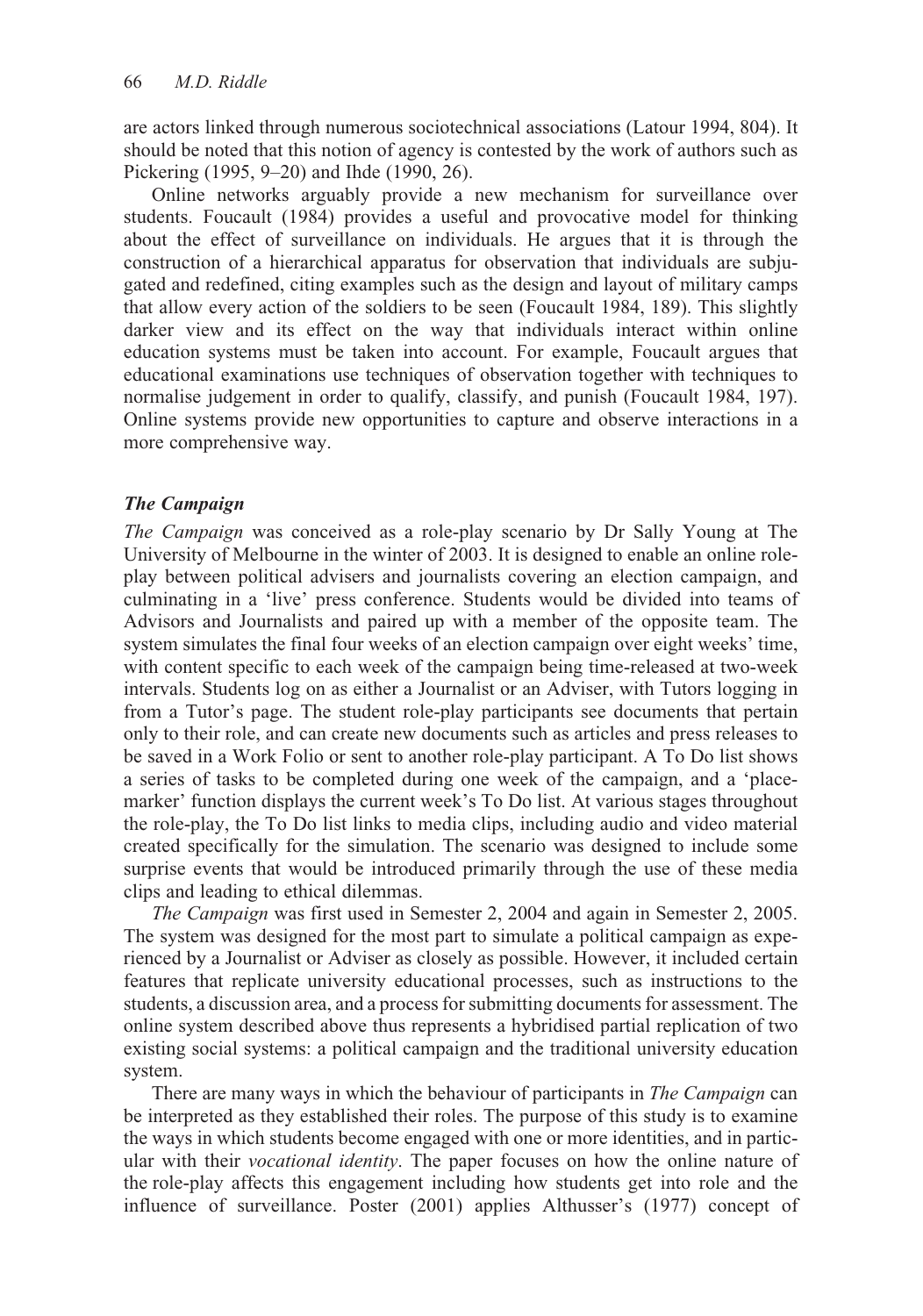are actors linked through numerous sociotechnical associations (Latour 1994, 804). It should be noted that this notion of agency is contested by the work of authors such as Pickering (1995, 9–20) and Ihde (1990, 26).

Online networks arguably provide a new mechanism for surveillance over students. Foucault (1984) provides a useful and provocative model for thinking about the effect of surveillance on individuals. He argues that it is through the construction of a hierarchical apparatus for observation that individuals are subjugated and redefined, citing examples such as the design and layout of military camps that allow every action of the soldiers to be seen (Foucault 1984, 189). This slightly darker view and its effect on the way that individuals interact within online education systems must be taken into account. For example, Foucault argues that educational examinations use techniques of observation together with techniques to normalise judgement in order to qualify, classify, and punish (Foucault 1984, 197). Online systems provide new opportunities to capture and observe interactions in a more comprehensive way.

### *The Campaign*

*The Campaign* was conceived as a role-play scenario by Dr Sally Young at The University of Melbourne in the winter of 2003. It is designed to enable an online role-play between political advisers and journalists covering an election campaign, and culminating in a 'live' press conference. Students would be divided into teams of Advisors and Journalists and paired up with a member of the opposite team. The system simulates the final four weeks of an election campaign over eight weeks' time, with content specific to each week of the campaign being time-released at two-week intervals. Students log on as either a Journalist or an Adviser, with Tutors logging in from a Tutor's page. The student role-play participants see documents that pertain only to their role, and can create new documents such as articles and press releases to be saved in a Work Folio or sent to another role-play participant. A To Do list shows a series of tasks to be completed during one week of the campaign, and a 'place-marker' function displays the current week's To Do list. At various stages throughout the role-play, the To Do list links to media clips, including audio and video material created specifically for the simulation. The scenario was designed to include some surprise events that would be introduced primarily through the use of these media clips and leading to ethical dilemmas.

*The Campaign* was first used in Semester 2, 2004 and again in Semester 2, 2005. The system was designed for the most part to simulate a political campaign as experienced by a Journalist or Adviser as closely as possible. However, it included certain features that replicate university educational processes, such as instructions to the students, a discussion area, and a process for submitting documents for assessment. The online system described above thus represents a hybridised partial replication of two existing social systems: a political campaign and the traditional university education system.

There are many ways in which the behaviour of participants in *The Campaign* can be interpreted as they established their roles. The purpose of this study is to examine the ways in which students become engaged with one or more identities, and in particular with their *vocational identity*. The paper focuses on how the online nature of the role-play affects this engagement including how students get into role and the influence of surveillance. Poster (2001) applies Althusser's (1977) concept of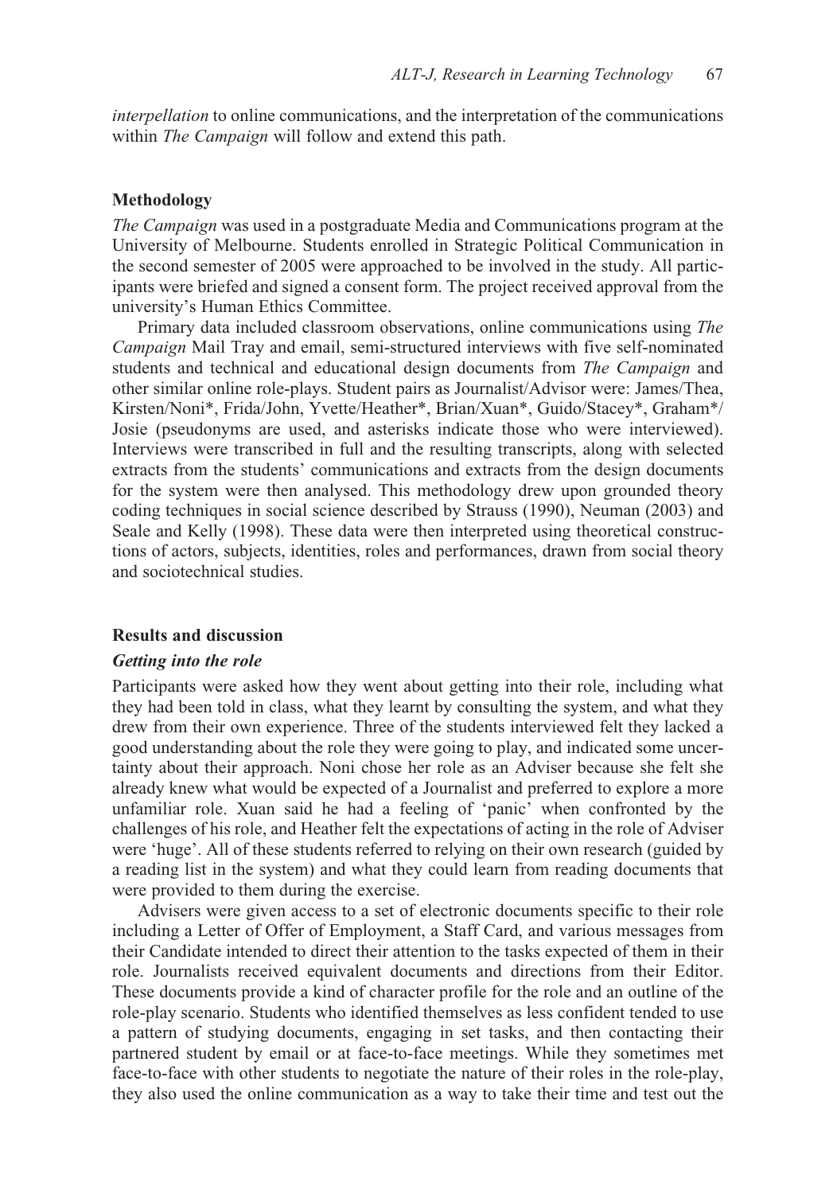*interpellation* to online communications, and the interpretation of the communications within *The Campaign* will follow and extend this path.

## Methodology

*The Campaign* was used in a postgraduate Media and Communications program at the University of Melbourne. Students enrolled in Strategic Political Communication in the second semester of 2005 were approached to be involved in the study. All participants were briefed and signed a consent form. The project received approval from the university's Human Ethics Committee.

Primary data included classroom observations, online communications using *The Campaign* Mail Tray and email, semi-structured interviews with five self-nominated students and technical and educational design documents from *The Campaign* and other similar online role-plays. Student pairs as Journalist/Advisor were: James/Thea, Kirsten/Noni*, Frida/John, Yvette/Heather*, Brian/Xuan*, Guido/Stacey*, Graham*/Josie (pseudonyms are used, and asterisks indicate those who were interviewed). Interviews were transcribed in full and the resulting transcripts, along with selected extracts from the students' communications and extracts from the design documents for the system were then analysed. This methodology drew upon grounded theory coding techniques in social science described by Strauss (1990), Neuman (2003) and Seale and Kelly (1998). These data were then interpreted using theoretical constructions of actors, subjects, identities, roles and performances, drawn from social theory and sociotechnical studies.

## Results and discussion

### *Getting into the role*

Participants were asked how they went about getting into their role, including what they had been told in class, what they learnt by consulting the system, and what they drew from their own experience. Three of the students interviewed felt they lacked a good understanding about the role they were going to play, and indicated some uncertainty about their approach. Noni chose her role as an Adviser because she felt she already knew what would be expected of a Journalist and preferred to explore a more unfamiliar role. Xuan said he had a feeling of 'panic' when confronted by the challenges of his role, and Heather felt the expectations of acting in the role of Adviser were 'huge'. All of these students referred to relying on their own research (guided by a reading list in the system) and what they could learn from reading documents that were provided to them during the exercise.

Advisers were given access to a set of electronic documents specific to their role including a Letter of Offer of Employment, a Staff Card, and various messages from their Candidate intended to direct their attention to the tasks expected of them in their role. Journalists received equivalent documents and directions from their Editor. These documents provide a kind of character profile for the role and an outline of the role-play scenario. Students who identified themselves as less confident tended to use a pattern of studying documents, engaging in set tasks, and then contacting their partnered student by email or at face-to-face meetings. While they sometimes met face-to-face with other students to negotiate the nature of their roles in the role-play, they also used the online communication as a way to take their time and test out the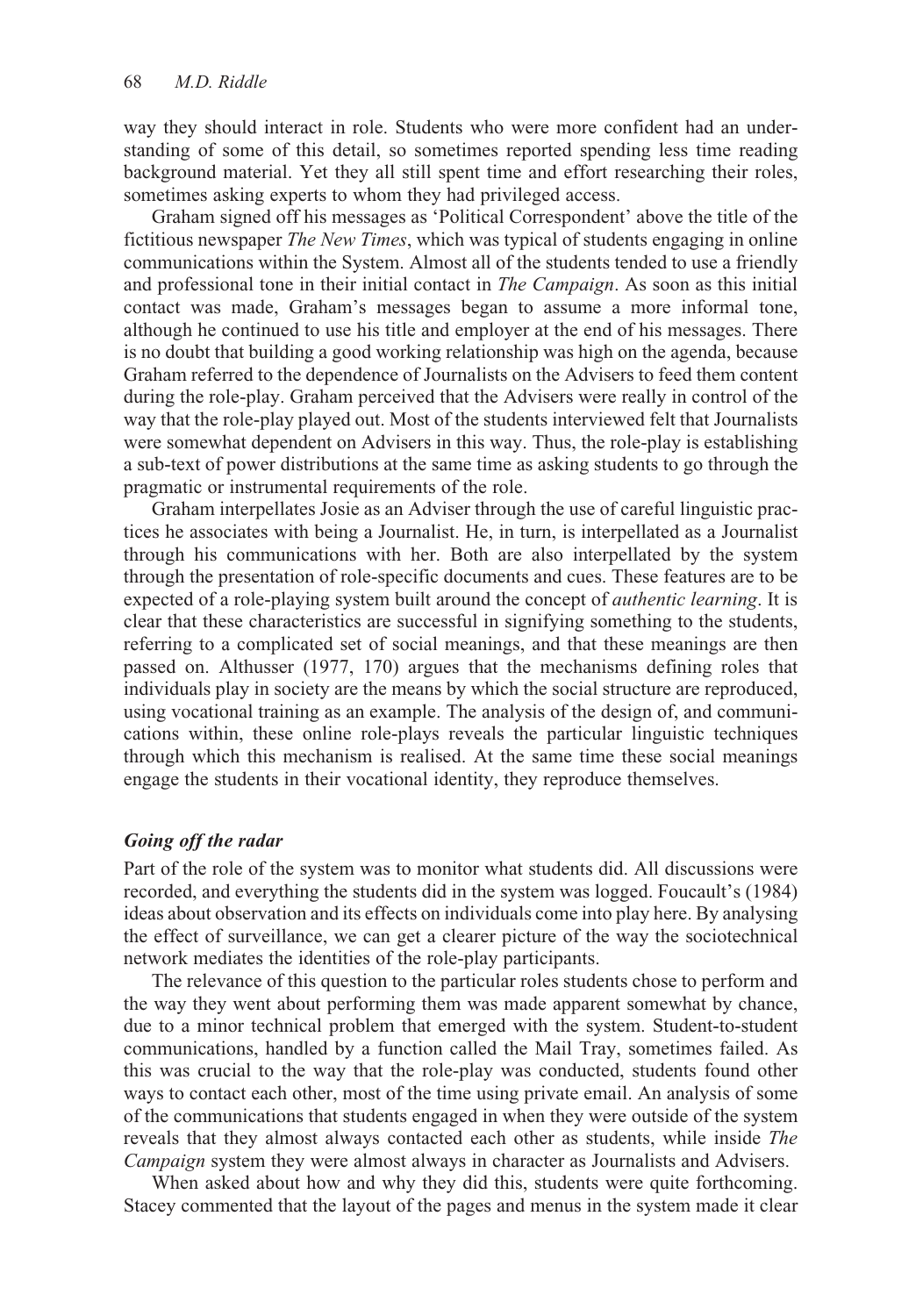way they should interact in role. Students who were more confident had an understanding of some of this detail, so sometimes reported spending less time reading background material. Yet they all still spent time and effort researching their roles, sometimes asking experts to whom they had privileged access.

Graham signed off his messages as 'Political Correspondent' above the title of the fictitious newspaper *The New Times*, which was typical of students engaging in online communications within the System. Almost all of the students tended to use a friendly and professional tone in their initial contact in *The Campaign*. As soon as this initial contact was made, Graham's messages began to assume a more informal tone, although he continued to use his title and employer at the end of his messages. There is no doubt that building a good working relationship was high on the agenda, because Graham referred to the dependence of Journalists on the Advisers to feed them content during the role-play. Graham perceived that the Advisers were really in control of the way that the role-play played out. Most of the students interviewed felt that Journalists were somewhat dependent on Advisers in this way. Thus, the role-play is establishing a sub-text of power distributions at the same time as asking students to go through the pragmatic or instrumental requirements of the role.

Graham interpellates Josie as an Adviser through the use of careful linguistic practices he associates with being a Journalist. He, in turn, is interpellated as a Journalist through his communications with her. Both are also interpellated by the system through the presentation of role-specific documents and cues. These features are to be expected of a role-playing system built around the concept of *authentic learning*. It is clear that these characteristics are successful in signifying something to the students, referring to a complicated set of social meanings, and that these meanings are then passed on. Althusser (1977, 170) argues that the mechanisms defining roles that individuals play in society are the means by which the social structure are reproduced, using vocational training as an example. The analysis of the design of, and communications within, these online role-plays reveals the particular linguistic techniques through which this mechanism is realised. At the same time these social meanings engage the students in their vocational identity, they reproduce themselves.

### *Going off the radar*

Part of the role of the system was to monitor what students did. All discussions were recorded, and everything the students did in the system was logged. Foucault's (1984) ideas about observation and its effects on individuals come into play here. By analysing the effect of surveillance, we can get a clearer picture of the way the sociotechnical network mediates the identities of the role-play participants.

The relevance of this question to the particular roles students chose to perform and the way they went about performing them was made apparent somewhat by chance, due to a minor technical problem that emerged with the system. Student-to-student communications, handled by a function called the Mail Tray, sometimes failed. As this was crucial to the way that the role-play was conducted, students found other ways to contact each other, most of the time using private email. An analysis of some of the communications that students engaged in when they were outside of the system reveals that they almost always contacted each other as students, while inside *The Campaign* system they were almost always in character as Journalists and Advisers.

When asked about how and why they did this, students were quite forthcoming. Stacey commented that the layout of the pages and menus in the system made it clear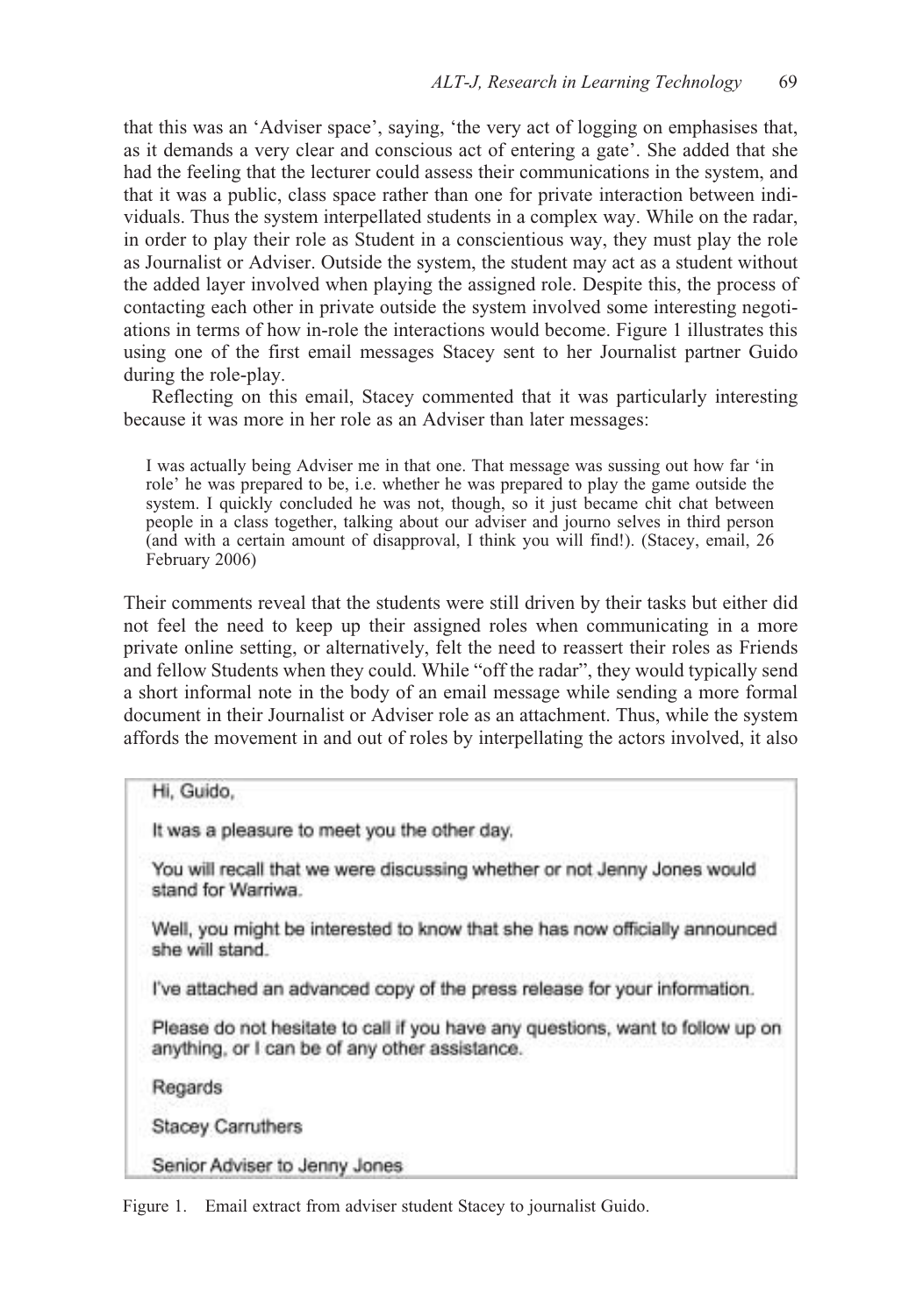that this was an 'Adviser space', saying, 'the very act of logging on emphasises that, as it demands a very clear and conscious act of entering a gate'. She added that she had the feeling that the lecturer could assess their communications in the system, and that it was a public, class space rather than one for private interaction between individuals. Thus the system interpellated students in a complex way. While on the radar, in order to play their role as Student in a conscientious way, they must play the role as Journalist or Adviser. Outside the system, the student may act as a student without the added layer involved when playing the assigned role. Despite this, the process of contacting each other in private outside the system involved some interesting negotiations in terms of how in-role the interactions would become. Figure 1 illustrates this using one of the first email messages Stacey sent to her Journalist partner Guido during the role-play.

Reflecting on this email, Stacey commented that it was particularly interesting because it was more in her role as an Adviser than later messages:

> I was actually being Adviser me in that one. That message was sussing out how far 'in role' he was prepared to be, i.e. whether he was prepared to play the game outside the system. I quickly concluded he was not, though, so it just became chit chat between people in a class together, talking about our adviser and journo selves in third person (and with a certain amount of disapproval, I think you will find!). (Stacey, email, 26 February 2006)

Their comments reveal that the students were still driven by their tasks but either did not feel the need to keep up their assigned roles when communicating in a more private online setting, or alternatively, felt the need to reassert their roles as Friends and fellow Students when they could. While "off the radar", they would typically send a short informal note in the body of an email message while sending a more formal document in their Journalist or Adviser role as an attachment. Thus, while the system affords the movement in and out of roles by interpellating the actors involved, it also

> Hi, Guido,
>
> It was a pleasure to meet you the other day.
>
> You will recall that we were discussing whether or not Jenny Jones would stand for Warriwa.
>
> Well, you might be interested to know that she has now officially announced she will stand.
>
> I've attached an advanced copy of the press release for your information.
>
> Please do not hesitate to call if you have any questions, want to follow up on anything, or I can be of any other assistance.
>
> Regards
>
> Stacey Carruthers
>
> Senior Adviser to Jenny Jones

Figure 1. Email extract from adviser student Stacey to journalist Guido.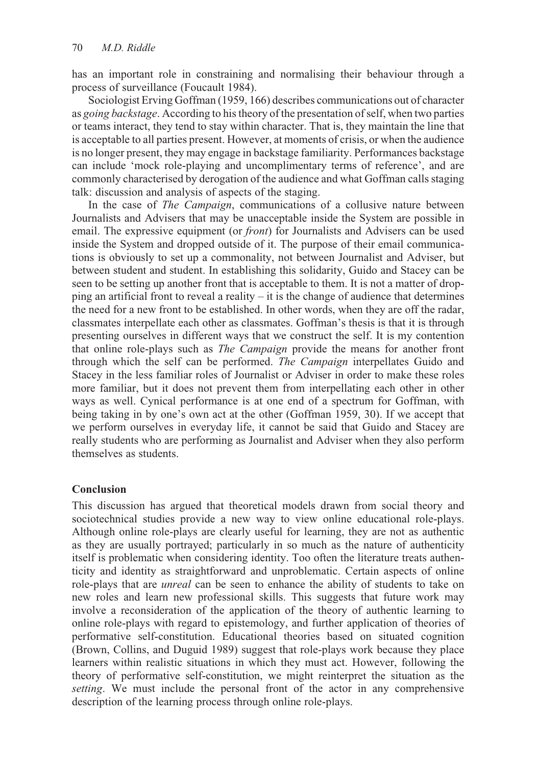has an important role in constraining and normalising their behaviour through a process of surveillance (Foucault 1984).

Sociologist Erving Goffman (1959, 166) describes communications out of character as *going backstage*. According to his theory of the presentation of self, when two parties or teams interact, they tend to stay within character. That is, they maintain the line that is acceptable to all parties present. However, at moments of crisis, or when the audience is no longer present, they may engage in backstage familiarity. Performances backstage can include 'mock role-playing and uncomplimentary terms of reference', and are commonly characterised by derogation of the audience and what Goffman calls staging talk: discussion and analysis of aspects of the staging.

In the case of *The Campaign*, communications of a collusive nature between Journalists and Advisers that may be unacceptable inside the System are possible in email. The expressive equipment (or *front*) for Journalists and Advisers can be used inside the System and dropped outside of it. The purpose of their email communications is obviously to set up a commonality, not between Journalist and Adviser, but between student and student. In establishing this solidarity, Guido and Stacey can be seen to be setting up another front that is acceptable to them. It is not a matter of dropping an artificial front to reveal a reality – it is the change of audience that determines the need for a new front to be established. In other words, when they are off the radar, classmates interpellate each other as classmates. Goffman's thesis is that it is through presenting ourselves in different ways that we construct the self. It is my contention that online role-plays such as *The Campaign* provide the means for another front through which the self can be performed. *The Campaign* interpellates Guido and Stacey in the less familiar roles of Journalist or Adviser in order to make these roles more familiar, but it does not prevent them from interpellating each other in other ways as well. Cynical performance is at one end of a spectrum for Goffman, with being taking in by one's own act at the other (Goffman 1959, 30). If we accept that we perform ourselves in everyday life, it cannot be said that Guido and Stacey are really students who are performing as Journalist and Adviser when they also perform themselves as students.

## Conclusion

This discussion has argued that theoretical models drawn from social theory and sociotechnical studies provide a new way to view online educational role-plays. Although online role-plays are clearly useful for learning, they are not as authentic as they are usually portrayed; particularly in so much as the nature of authenticity itself is problematic when considering identity. Too often the literature treats authenticity and identity as straightforward and unproblematic. Certain aspects of online role-plays that are *unreal* can be seen to enhance the ability of students to take on new roles and learn new professional skills. This suggests that future work may involve a reconsideration of the application of the theory of authentic learning to online role-plays with regard to epistemology, and further application of theories of performative self-constitution. Educational theories based on situated cognition (Brown, Collins, and Duguid 1989) suggest that role-plays work because they place learners within realistic situations in which they must act. However, following the theory of performative self-constitution, we might reinterpret the situation as the *setting*. We must include the personal front of the actor in any comprehensive description of the learning process through online role-plays.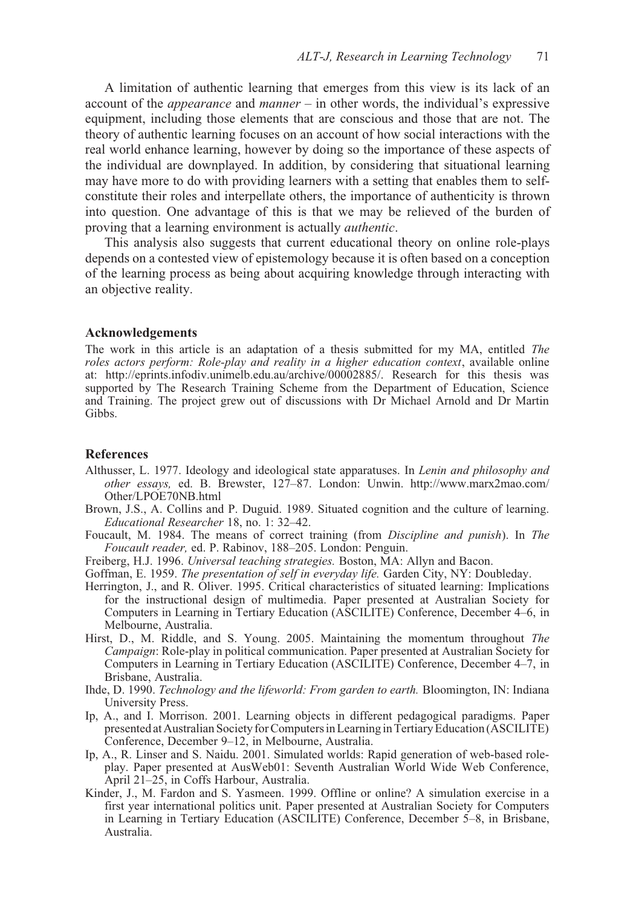A limitation of authentic learning that emerges from this view is its lack of an account of the *appearance* and *manner* – in other words, the individual's expressive equipment, including those elements that are conscious and those that are not. The theory of authentic learning focuses on an account of how social interactions with the real world enhance learning, however by doing so the importance of these aspects of the individual are downplayed. In addition, by considering that situational learning may have more to do with providing learners with a setting that enables them to self-constitute their roles and interpellate others, the importance of authenticity is thrown into question. One advantage of this is that we may be relieved of the burden of proving that a learning environment is actually *authentic*.

This analysis also suggests that current educational theory on online role-plays depends on a contested view of epistemology because it is often based on a conception of the learning process as being about acquiring knowledge through interacting with an objective reality.

## Acknowledgements

The work in this article is an adaptation of a thesis submitted for my MA, entitled *The roles actors perform: Role-play and reality in a higher education context*, available online at: http://eprints.infodiv.unimelb.edu.au/archive/00002885/. Research for this thesis was supported by The Research Training Scheme from the Department of Education, Science and Training. The project grew out of discussions with Dr Michael Arnold and Dr Martin Gibbs.

## References

Althusser, L. 1977. Ideology and ideological state apparatuses. In *Lenin and philosophy and other essays,* ed. B. Brewster, 127–87. London: Unwin. http://www.marx2mao.com/Other/LPOE70NB.html

Brown, J.S., A. Collins and P. Duguid. 1989. Situated cognition and the culture of learning. *Educational Researcher* 18, no. 1: 32–42.

Foucault, M. 1984. The means of correct training (from *Discipline and punish*). In *The Foucault reader,* ed. P. Rabinov, 188–205. London: Penguin.

Freiberg, H.J. 1996. *Universal teaching strategies.* Boston, MA: Allyn and Bacon.

Goffman, E. 1959. *The presentation of self in everyday life.* Garden City, NY: Doubleday.

Herrington, J., and R. Oliver. 1995. Critical characteristics of situated learning: Implications for the instructional design of multimedia. Paper presented at Australian Society for Computers in Learning in Tertiary Education (ASCILITE) Conference, December 4–6, in Melbourne, Australia.

Hirst, D., M. Riddle, and S. Young. 2005. Maintaining the momentum throughout *The Campaign*: Role-play in political communication. Paper presented at Australian Society for Computers in Learning in Tertiary Education (ASCILITE) Conference, December 4–7, in Brisbane, Australia.

Ihde, D. 1990. *Technology and the lifeworld: From garden to earth.* Bloomington, IN: Indiana University Press.

Ip, A., and I. Morrison. 2001. Learning objects in different pedagogical paradigms. Paper presented at Australian Society for Computers in Learning in Tertiary Education (ASCILITE) Conference, December 9–12, in Melbourne, Australia.

Ip, A., R. Linser and S. Naidu. 2001. Simulated worlds: Rapid generation of web-based role-play. Paper presented at AusWeb01: Seventh Australian World Wide Web Conference, April 21–25, in Coffs Harbour, Australia.

Kinder, J., M. Fardon and S. Yasmeen. 1999. Offline or online? A simulation exercise in a first year international politics unit. Paper presented at Australian Society for Computers in Learning in Tertiary Education (ASCILITE) Conference, December 5–8, in Brisbane, Australia.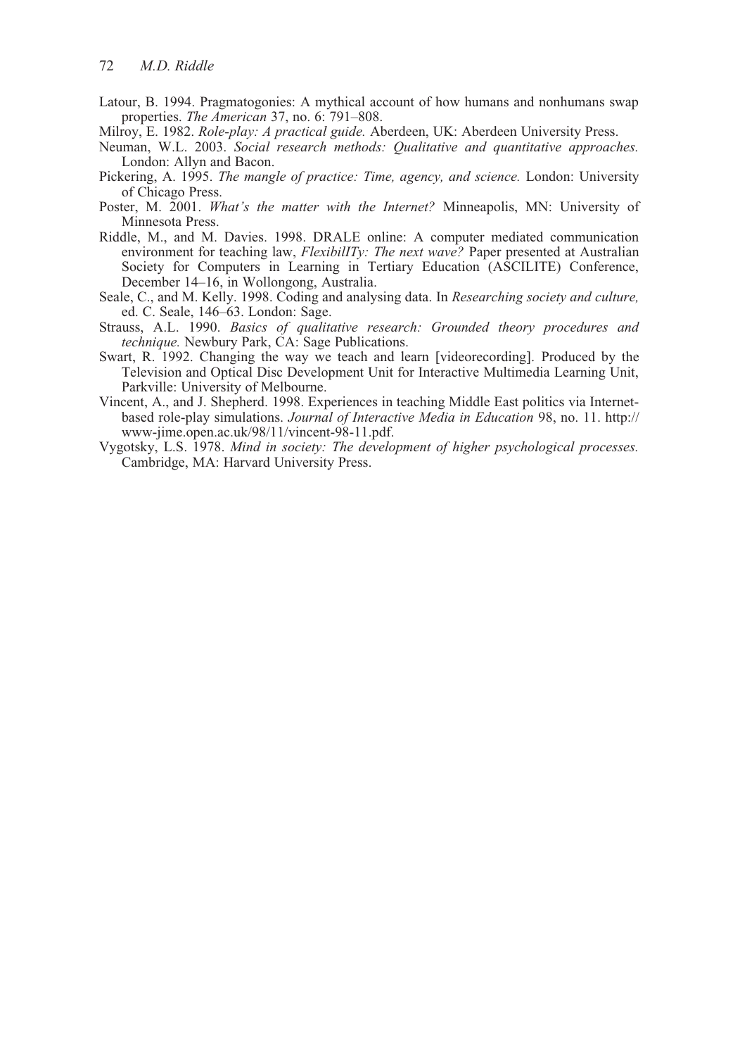Latour, B. 1994. Pragmatogonies: A mythical account of how humans and nonhumans swap properties. *The American* 37, no. 6: 791–808.

Milroy, E. 1982. *Role-play: A practical guide.* Aberdeen, UK: Aberdeen University Press.

Neuman, W.L. 2003. *Social research methods: Qualitative and quantitative approaches.* London: Allyn and Bacon.

Pickering, A. 1995. *The mangle of practice: Time, agency, and science.* London: University of Chicago Press.

Poster, M. 2001. *What's the matter with the Internet?* Minneapolis, MN: University of Minnesota Press.

Riddle, M., and M. Davies. 1998. DRALE online: A computer mediated communication environment for teaching law, *FlexibilITy: The next wave?* Paper presented at Australian Society for Computers in Learning in Tertiary Education (ASCILITE) Conference, December 14–16, in Wollongong, Australia.

Seale, C., and M. Kelly. 1998. Coding and analysing data. In *Researching society and culture,* ed. C. Seale, 146–63. London: Sage.

Strauss, A.L. 1990. *Basics of qualitative research: Grounded theory procedures and technique.* Newbury Park, CA: Sage Publications.

Swart, R. 1992. Changing the way we teach and learn [videorecording]. Produced by the Television and Optical Disc Development Unit for Interactive Multimedia Learning Unit, Parkville: University of Melbourne.

Vincent, A., and J. Shepherd. 1998. Experiences in teaching Middle East politics via Internet-based role-play simulations. *Journal of Interactive Media in Education* 98, no. 11. http://www-jime.open.ac.uk/98/11/vincent-98-11.pdf.

Vygotsky, L.S. 1978. *Mind in society: The development of higher psychological processes.* Cambridge, MA: Harvard University Press.